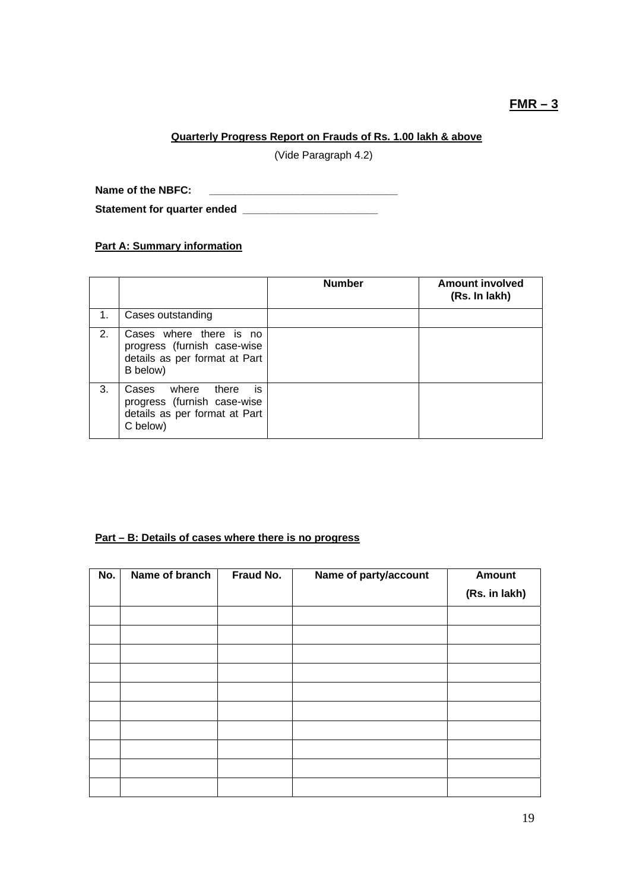**FMR – 3**

**Quarterly Progress Report on Frauds of Rs. 1.00 lakh & above**

(Vide Paragraph 4.2)

**Name of the NBFC:** ______________________________

**Statement for quarter ended** ______________________

**Part A: Summary information**

| | | Number | Amount involved (Rs. In lakh) |
|---|---|---|---|
| 1. | Cases outstanding | | |
| 2. | Cases where there is no progress (furnish case-wise details as per format at Part B below) | | |
| 3. | Cases where there is progress (furnish case-wise details as per format at Part C below) | | |

**Part – B: Details of cases where there is no progress**

| No. | Name of branch | Fraud No. | Name of party/account | Amount (Rs. in lakh) |
|---|---|---|---|---|
| | | | | |
| | | | | |
| | | | | |
| | | | | |
| | | | | |
| | | | | |
| | | | | |
| | | | | |
| | | | | |
| | | | | |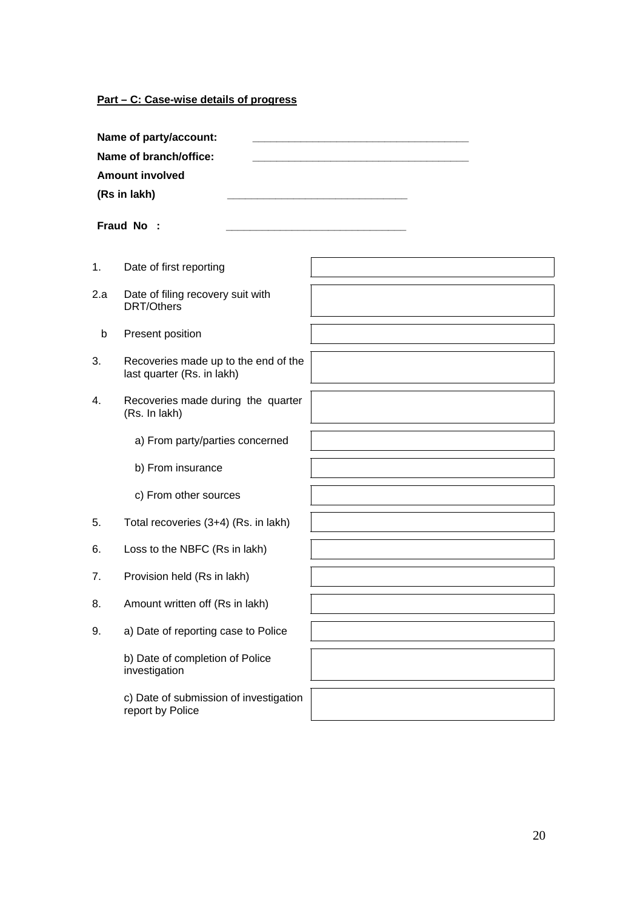**<u>Part – C: Case-wise details of progress</u>**

**Name of party/account:** ______________________________

**Name of branch/office:** ______________________________

**Amount involved**

**(Rs in lakh)** __________________________

**Fraud No :** __________________________

| | | |
|---|---|---|
| 1. | Date of first reporting | |
| 2.a | Date of filing recovery suit with DRT/Others | |
| b | Present position | |
| 3. | Recoveries made up to the end of the last quarter (Rs. in lakh) | |
| 4. | Recoveries made during the quarter (Rs. In lakh) | |
| | a) From party/parties concerned | |
| | b) From insurance | |
| | c) From other sources | |
| 5. | Total recoveries (3+4) (Rs. in lakh) | |
| 6. | Loss to the NBFC (Rs in lakh) | |
| 7. | Provision held (Rs in lakh) | |
| 8. | Amount written off (Rs in lakh) | |
| 9. | a) Date of reporting case to Police | |
| | b) Date of completion of Police investigation | |
| | c) Date of submission of investigation report by Police | |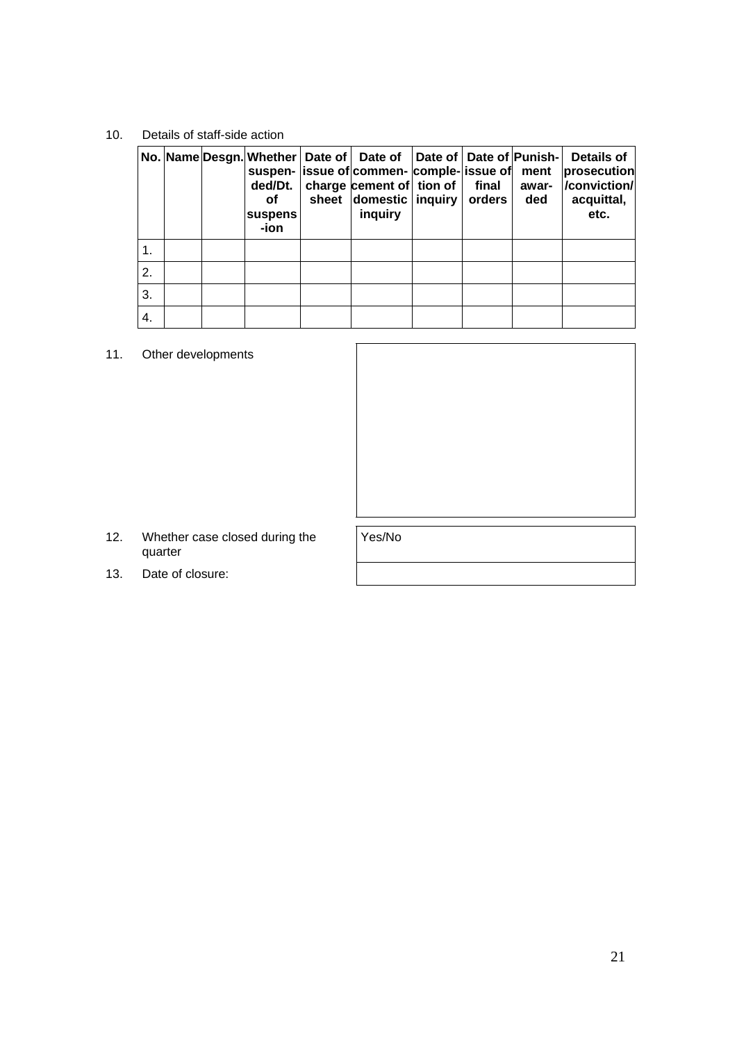10. Details of staff-side action

| No. | Name | Desgn. | Whether suspen-ded/Dt. of suspens-ion | Date of issue of charge sheet | Date of commen-cement of domestic inquiry | Date of comple-tion of inquiry | Date of issue of final orders | Punish-ment awar-ded | Details of prosecution /conviction/ acquittal, etc. |
|---|---|---|---|---|---|---|---|---|---|
| 1. | | | | | | | | | |
| 2. | | | | | | | | | |
| 3. | | | | | | | | | |
| 4. | | | | | | | | | |

11. Other developments

| |
|---|
| |

12. Whether case closed during the quarter

| |
|---|
| Yes/No |

13. Date of closure:

| |
|---|
| |